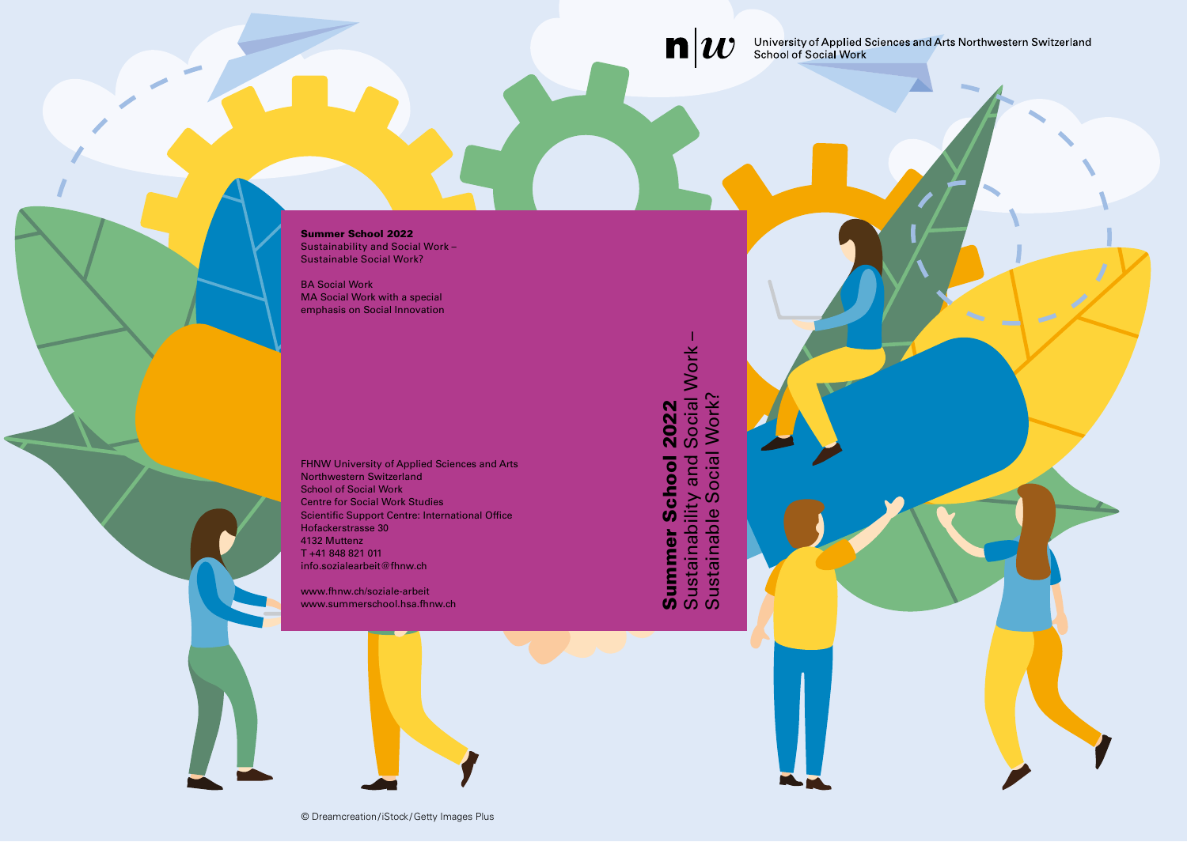University of Applied Sciences and Arts Northwestern Switzerland
School of Social Work

# Summer School 2022

Sustainability and Social Work – Sustainable Social Work?

**Summer School 2022**
Sustainability and Social Work –
Sustainable Social Work?

BA Social Work
MA Social Work with a special emphasis on Social Innovation

FHNW University of Applied Sciences and Arts Northwestern Switzerland
School of Social Work
Centre for Social Work Studies
Scientific Support Centre: International Office
Hofackerstrasse 30
4132 Muttenz
T +41 848 821 011
info.sozialearbeit@fhnw.ch

www.fhnw.ch/soziale-arbeit
www.summerschool.hsa.fhnw.ch

© Dreamcreation / iStock / Getty Images Plus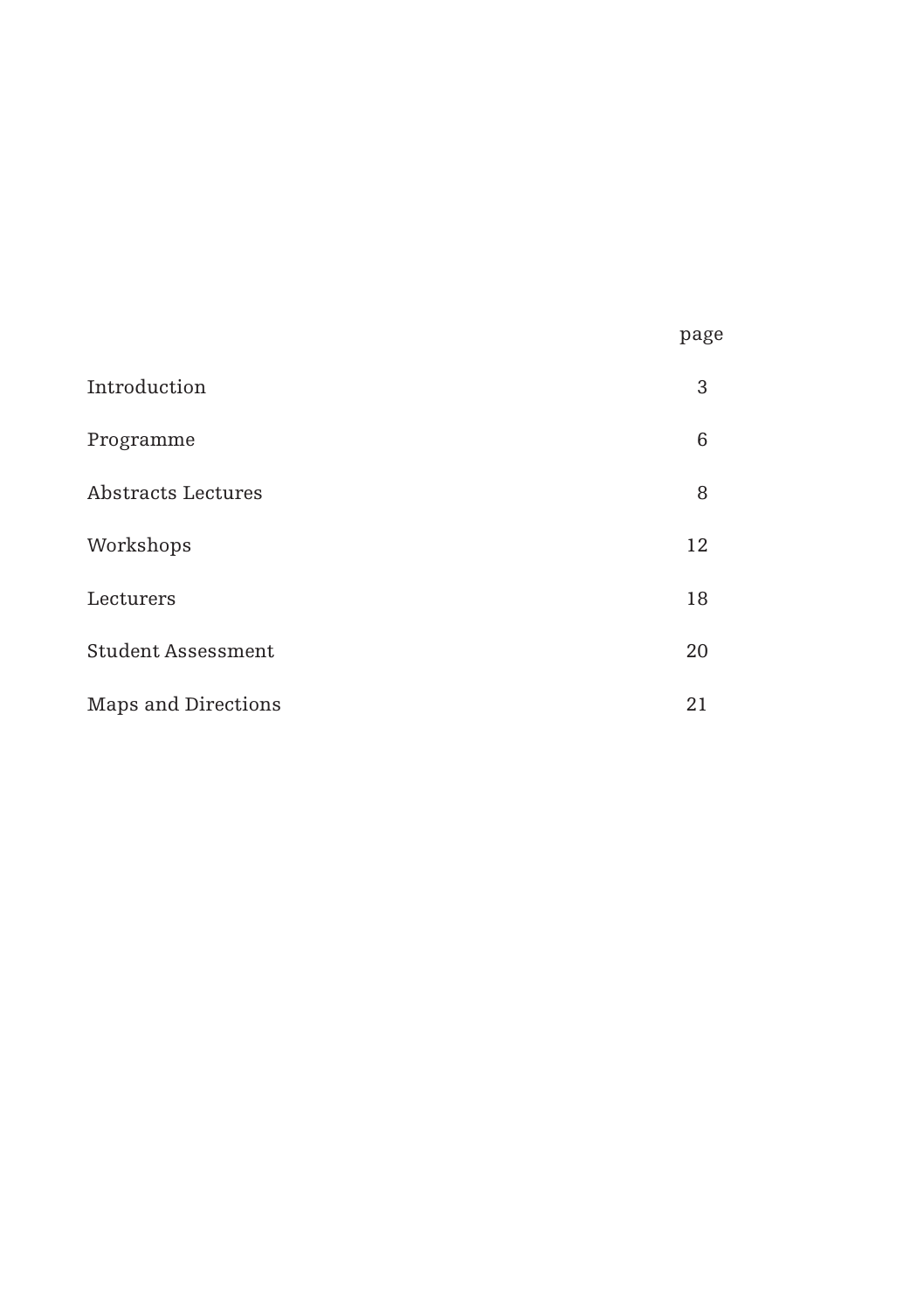| | page |
|---|---|
| Introduction | 3 |
| Programme | 6 |
| Abstracts Lectures | 8 |
| Workshops | 12 |
| Lecturers | 18 |
| Student Assessment | 20 |
| Maps and Directions | 21 |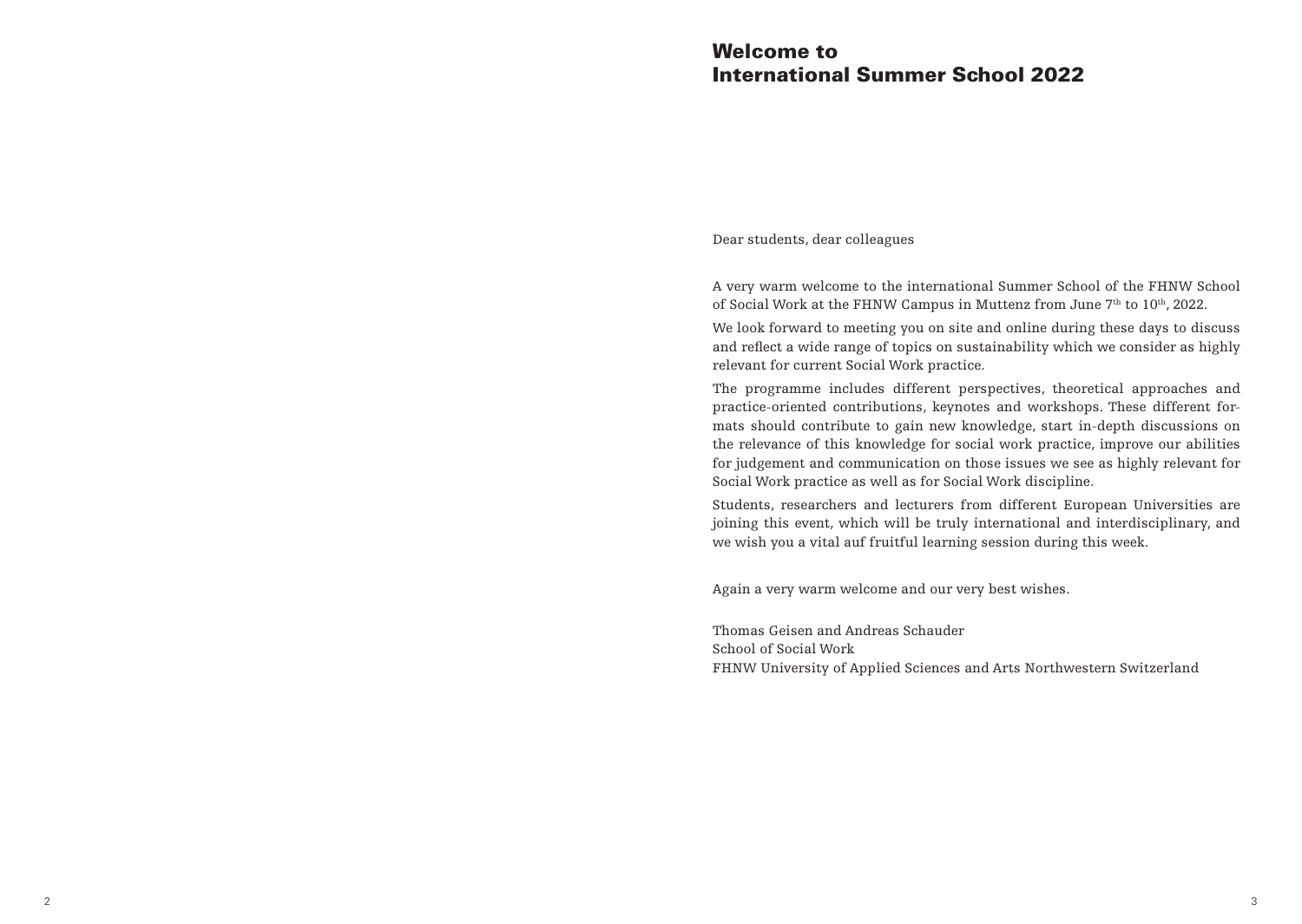# Welcome to International Summer School 2022

Dear students, dear colleagues

A very warm welcome to the international Summer School of the FHNW School of Social Work at the FHNW Campus in Muttenz from June 7th to 10th, 2022.

We look forward to meeting you on site and online during these days to discuss and reflect a wide range of topics on sustainability which we consider as highly relevant for current Social Work practice.

The programme includes different perspectives, theoretical approaches and practice-oriented contributions, keynotes and workshops. These different formats should contribute to gain new knowledge, start in-depth discussions on the relevance of this knowledge for social work practice, improve our abilities for judgement and communication on those issues we see as highly relevant for Social Work practice as well as for Social Work discipline.

Students, researchers and lecturers from different European Universities are joining this event, which will be truly international and interdisciplinary, and we wish you a vital auf fruitful learning session during this week.

Again a very warm welcome and our very best wishes.

Thomas Geisen and Andreas Schauder
School of Social Work
FHNW University of Applied Sciences and Arts Northwestern Switzerland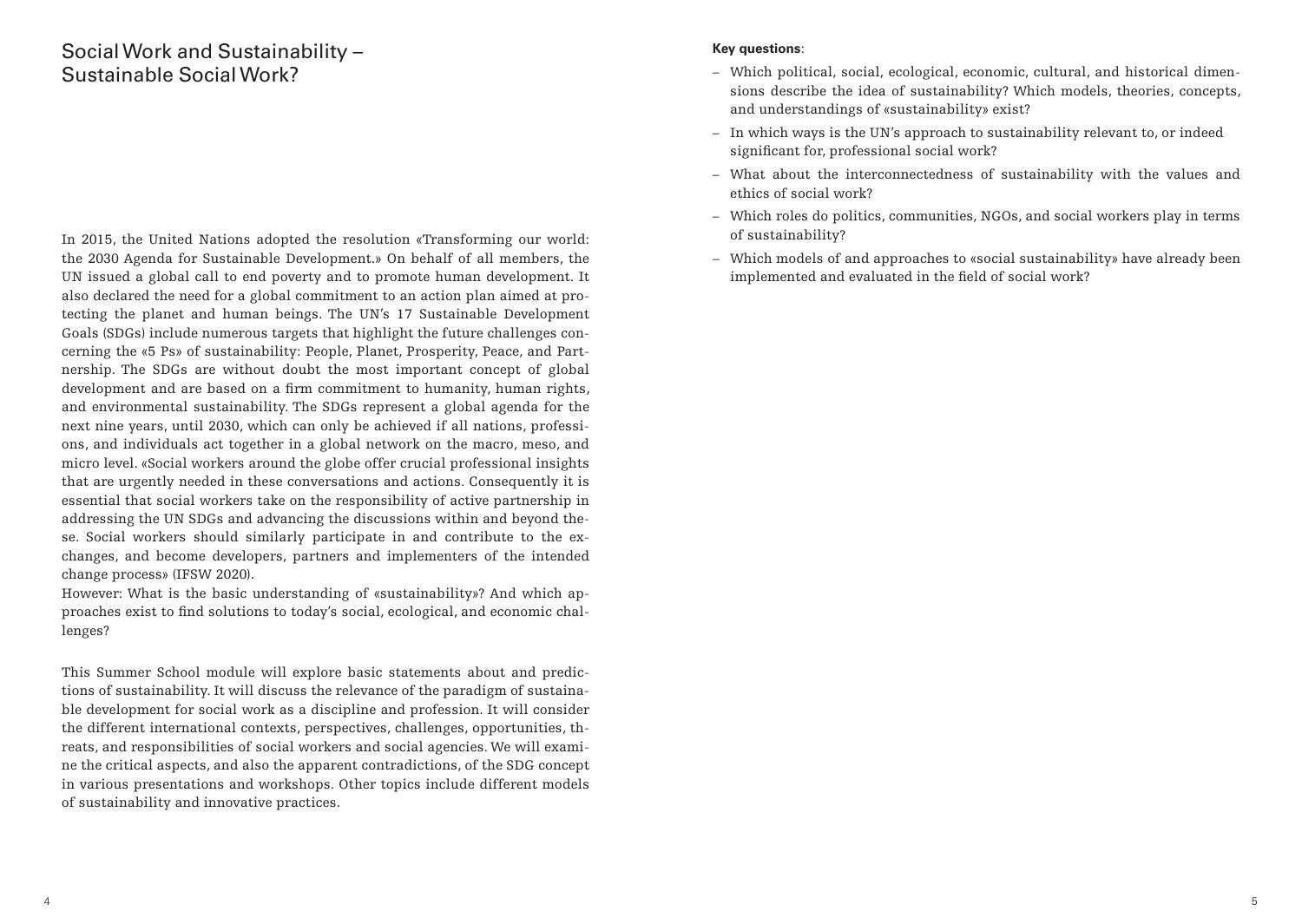# Social Work and Sustainability – Sustainable Social Work?

In 2015, the United Nations adopted the resolution «Transforming our world: the 2030 Agenda for Sustainable Development.» On behalf of all members, the UN issued a global call to end poverty and to promote human development. It also declared the need for a global commitment to an action plan aimed at protecting the planet and human beings. The UN's 17 Sustainable Development Goals (SDGs) include numerous targets that highlight the future challenges concerning the «5 Ps» of sustainability: People, Planet, Prosperity, Peace, and Partnership. The SDGs are without doubt the most important concept of global development and are based on a firm commitment to humanity, human rights, and environmental sustainability. The SDGs represent a global agenda for the next nine years, until 2030, which can only be achieved if all nations, professions, and individuals act together in a global network on the macro, meso, and micro level. «Social workers around the globe offer crucial professional insights that are urgently needed in these conversations and actions. Consequently it is essential that social workers take on the responsibility of active partnership in addressing the UN SDGs and advancing the discussions within and beyond these. Social workers should similarly participate in and contribute to the exchanges, and become developers, partners and implementers of the intended change process» (IFSW 2020).

However: What is the basic understanding of «sustainability»? And which approaches exist to find solutions to today's social, ecological, and economic challenges?

This Summer School module will explore basic statements about and predictions of sustainability. It will discuss the relevance of the paradigm of sustainable development for social work as a discipline and profession. It will consider the different international contexts, perspectives, challenges, opportunities, threats, and responsibilities of social workers and social agencies. We will examine the critical aspects, and also the apparent contradictions, of the SDG concept in various presentations and workshops. Other topics include different models of sustainability and innovative practices.

**Key questions**:

- Which political, social, ecological, economic, cultural, and historical dimensions describe the idea of sustainability? Which models, theories, concepts, and understandings of «sustainability» exist?
- In which ways is the UN's approach to sustainability relevant to, or indeed significant for, professional social work?
- What about the interconnectedness of sustainability with the values and ethics of social work?
- Which roles do politics, communities, NGOs, and social workers play in terms of sustainability?
- Which models of and approaches to «social sustainability» have already been implemented and evaluated in the field of social work?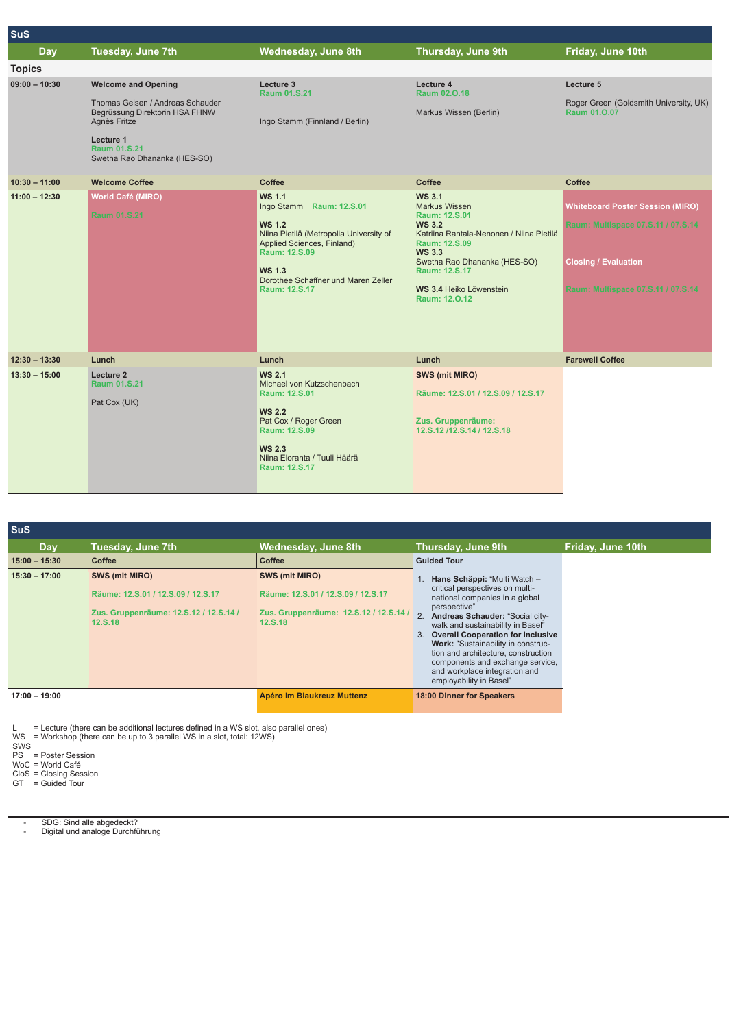## SuS

| Day | Tuesday, June 7th | Wednesday, June 8th | Thursday, June 9th | Friday, June 10th |
|---|---|---|---|---|
| **Topics** | | | | |
| 09:00 – 10:30 | **Welcome and Opening**<br>Thomas Geisen / Andreas Schauder<br>Begrüssung Direktorin HSA FHNW<br>Agnès Fritze<br>**Lecture 1**<br>Raum 01.S.21<br>Swetha Rao Dhananka (HES-SO) | **Lecture 3**<br>Raum 01.S.21<br>Ingo Stamm (Finnland / Berlin) | **Lecture 4**<br>Raum 02.O.18<br>Markus Wissen (Berlin) | **Lecture 5**<br>Roger Green (Goldsmith University, UK)<br>Raum 01.O.07 |
| 10:30 – 11:00 | **Welcome Coffee** | **Coffee** | **Coffee** | **Coffee** |
| 11:00 – 12:30 | **World Café (MIRO)**<br>Raum 01.S.21 | **WS 1.1**<br>Ingo Stamm Raum: 12.S.01<br>**WS 1.2**<br>Niina Pietilä (Metropolia University of Applied Sciences, Finland)<br>Raum: 12.S.09<br>**WS 1.3**<br>Dorothee Schaffner und Maren Zeller<br>Raum: 12.S.17 | **WS 3.1**<br>Markus Wissen<br>Raum: 12.S.01<br>**WS 3.2**<br>Katriina Rantala-Nenonen / Niina Pietilä<br>Raum: 12.S.09<br>**WS 3.3**<br>Swetha Rao Dhananka (HES-SO)<br>Raum: 12.S.17<br>**WS 3.4** Heiko Löwenstein<br>Raum: 12.O.12 | **Whiteboard Poster Session (MIRO)**<br>Raum: Multispace 07.S.11 / 07.S.14<br>**Closing / Evaluation**<br>Raum: Multispace 07.S.11 / 07.S.14 |
| 12:30 – 13:30 | **Lunch** | **Lunch** | **Lunch** | **Farewell Coffee** |
| 13:30 – 15:00 | **Lecture 2**<br>Raum 01.S.21<br>Pat Cox (UK) | **WS 2.1**<br>Michael von Kutzschenbach<br>Raum: 12.S.01<br>**WS 2.2**<br>Pat Cox / Roger Green<br>Raum: 12.S.09<br>**WS 2.3**<br>Niina Eloranta / Tuuli Häärä<br>Raum: 12.S.17 | **SWS (mit MIRO)**<br>Räume: 12.S.01 / 12.S.09 / 12.S.17<br>Zus. Gruppenräume:<br>12.S.12 /12.S.14 / 12.S.18 | |

## SuS

| Day | Tuesday, June 7th | Wednesday, June 8th | Thursday, June 9th | Friday, June 10th |
|---|---|---|---|---|
| 15:00 – 15:30 | **Coffee** | **Coffee** | **Guided Tour** | |
| 15:30 – 17:00 | **SWS (mit MIRO)**<br>Räume: 12.S.01 / 12.S.09 / 12.S.17<br>Zus. Gruppenräume: 12.S.12 / 12.S.14 / 12.S.18 | **SWS (mit MIRO)**<br>Räume: 12.S.01 / 12.S.09 / 12.S.17<br>Zus. Gruppenräume: 12.S.12 / 12.S.14 / 12.S.18 | 1. **Hans Schäppi:** "Multi Watch – critical perspectives on multi-national companies in a global perspective"<br>2. **Andreas Schauder:** "Social city-walk and sustainability in Basel"<br>3. **Overall Cooperation for Inclusive Work:** "Sustainability in construction and architecture, construction components and exchange service, and workplace integration and employability in Basel" | |
| 17:00 – 19:00 | | **Apéro im Blaukreuz Muttenz** | **18:00 Dinner for Speakers** | |

L = Lecture (there can be additional lectures defined in a WS slot, also parallel ones)
WS = Workshop (there can be up to 3 parallel WS in a slot, total: 12WS)
SWS
PS = Poster Session
WoC = World Café
CloS = Closing Session
GT = Guided Tour

- SDG: Sind alle abgedeckt?
- Digital und analoge Durchführung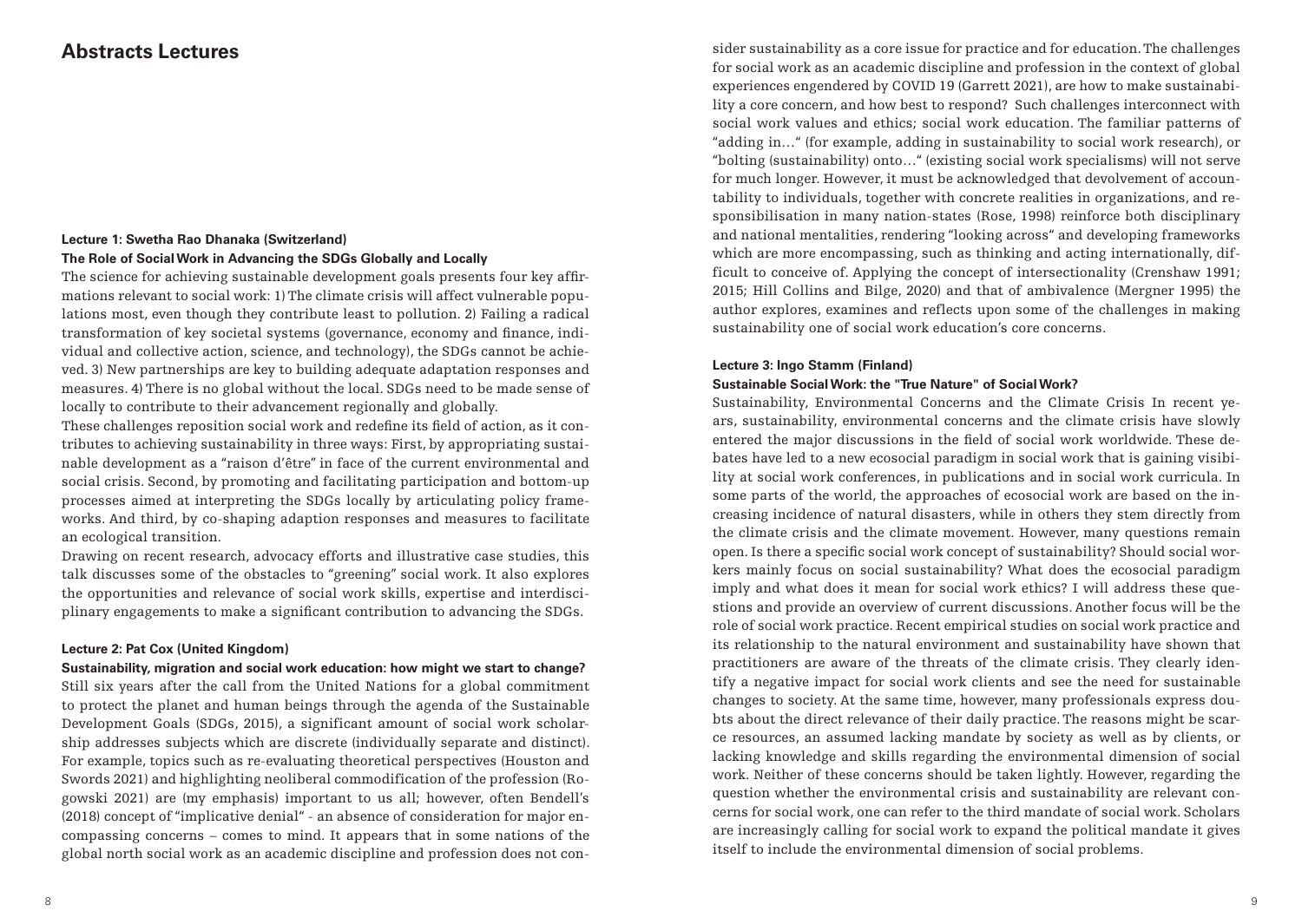# Abstracts Lectures

### Lecture 1: Swetha Rao Dhanaka (Switzerland)

**The Role of Social Work in Advancing the SDGs Globally and Locally**

The science for achieving sustainable development goals presents four key affirmations relevant to social work: 1) The climate crisis will affect vulnerable populations most, even though they contribute least to pollution. 2) Failing a radical transformation of key societal systems (governance, economy and finance, individual and collective action, science, and technology), the SDGs cannot be achieved. 3) New partnerships are key to building adequate adaptation responses and measures. 4) There is no global without the local. SDGs need to be made sense of locally to contribute to their advancement regionally and globally.

These challenges reposition social work and redefine its field of action, as it contributes to achieving sustainability in three ways: First, by appropriating sustainable development as a "raison d'être" in face of the current environmental and social crisis. Second, by promoting and facilitating participation and bottom-up processes aimed at interpreting the SDGs locally by articulating policy frameworks. And third, by co-shaping adaption responses and measures to facilitate an ecological transition.

Drawing on recent research, advocacy efforts and illustrative case studies, this talk discusses some of the obstacles to "greening" social work. It also explores the opportunities and relevance of social work skills, expertise and interdisciplinary engagements to make a significant contribution to advancing the SDGs.

### Lecture 2: Pat Cox (United Kingdom)

**Sustainability, migration and social work education: how might we start to change?**

Still six years after the call from the United Nations for a global commitment to protect the planet and human beings through the agenda of the Sustainable Development Goals (SDGs, 2015), a significant amount of social work scholarship addresses subjects which are discrete (individually separate and distinct). For example, topics such as re-evaluating theoretical perspectives (Houston and Swords 2021) and highlighting neoliberal commodification of the profession (Rogowski 2021) are (my emphasis) important to us all; however, often Bendell's (2018) concept of "implicative denial" - an absence of consideration for major encompassing concerns – comes to mind. It appears that in some nations of the global north social work as an academic discipline and profession does not consider sustainability as a core issue for practice and for education. The challenges for social work as an academic discipline and profession in the context of global experiences engendered by COVID 19 (Garrett 2021), are how to make sustainability a core concern, and how best to respond? Such challenges interconnect with social work values and ethics; social work education. The familiar patterns of "adding in…" (for example, adding in sustainability to social work research), or "bolting (sustainability) onto…" (existing social work specialisms) will not serve for much longer. However, it must be acknowledged that devolvement of accountability to individuals, together with concrete realities in organizations, and responsibilisation in many nation-states (Rose, 1998) reinforce both disciplinary and national mentalities, rendering "looking across" and developing frameworks which are more encompassing, such as thinking and acting internationally, difficult to conceive of. Applying the concept of intersectionality (Crenshaw 1991; 2015; Hill Collins and Bilge, 2020) and that of ambivalence (Mergner 1995) the author explores, examines and reflects upon some of the challenges in making sustainability one of social work education's core concerns.

### Lecture 3: Ingo Stamm (Finland)

**Sustainable Social Work: the "True Nature" of Social Work?**

Sustainability, Environmental Concerns and the Climate Crisis In recent years, sustainability, environmental concerns and the climate crisis have slowly entered the major discussions in the field of social work worldwide. These debates have led to a new ecosocial paradigm in social work that is gaining visibility at social work conferences, in publications and in social work curricula. In some parts of the world, the approaches of ecosocial work are based on the increasing incidence of natural disasters, while in others they stem directly from the climate crisis and the climate movement. However, many questions remain open. Is there a specific social work concept of sustainability? Should social workers mainly focus on social sustainability? What does the ecosocial paradigm imply and what does it mean for social work ethics? I will address these questions and provide an overview of current discussions. Another focus will be the role of social work practice. Recent empirical studies on social work practice and its relationship to the natural environment and sustainability have shown that practitioners are aware of the threats of the climate crisis. They clearly identify a negative impact for social work clients and see the need for sustainable changes to society. At the same time, however, many professionals express doubts about the direct relevance of their daily practice. The reasons might be scarce resources, an assumed lacking mandate by society as well as by clients, or lacking knowledge and skills regarding the environmental dimension of social work. Neither of these concerns should be taken lightly. However, regarding the question whether the environmental crisis and sustainability are relevant concerns for social work, one can refer to the third mandate of social work. Scholars are increasingly calling for social work to expand the political mandate it gives itself to include the environmental dimension of social problems.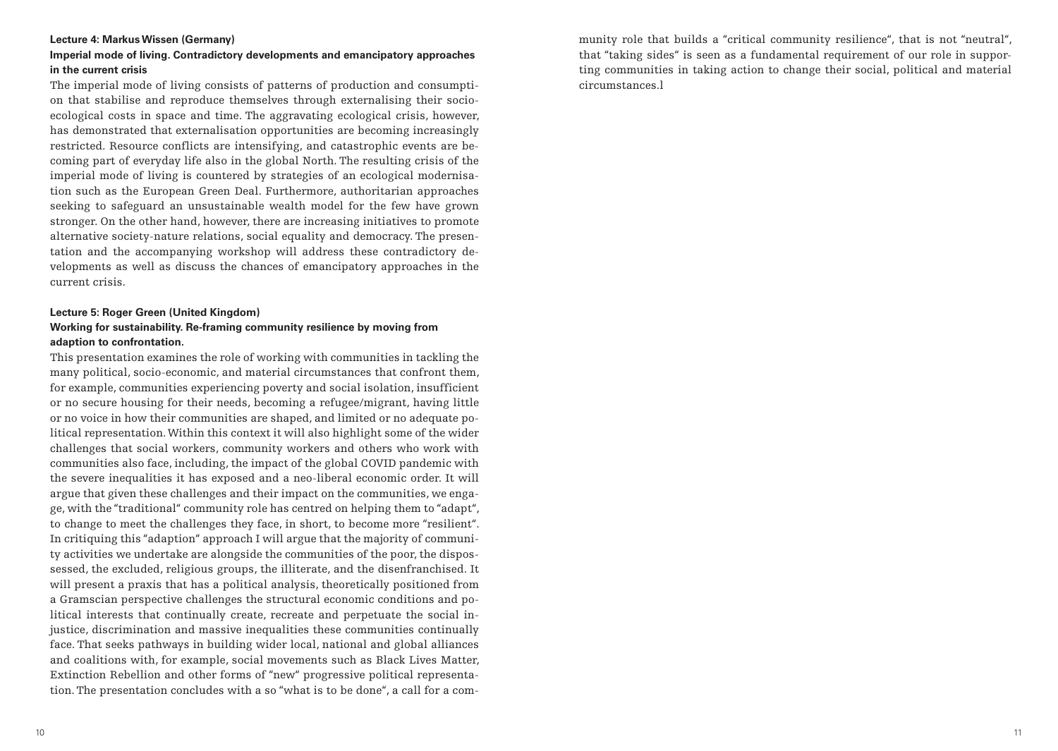**Lecture 4: Markus Wissen (Germany)**

**Imperial mode of living. Contradictory developments and emancipatory approaches in the current crisis**

The imperial mode of living consists of patterns of production and consumption that stabilise and reproduce themselves through externalising their socio-ecological costs in space and time. The aggravating ecological crisis, however, has demonstrated that externalisation opportunities are becoming increasingly restricted. Resource conflicts are intensifying, and catastrophic events are becoming part of everyday life also in the global North. The resulting crisis of the imperial mode of living is countered by strategies of an ecological modernisation such as the European Green Deal. Furthermore, authoritarian approaches seeking to safeguard an unsustainable wealth model for the few have grown stronger. On the other hand, however, there are increasing initiatives to promote alternative society-nature relations, social equality and democracy. The presentation and the accompanying workshop will address these contradictory developments as well as discuss the chances of emancipatory approaches in the current crisis.

**Lecture 5: Roger Green (United Kingdom)**

**Working for sustainability. Re-framing community resilience by moving from adaption to confrontation.**

This presentation examines the role of working with communities in tackling the many political, socio-economic, and material circumstances that confront them, for example, communities experiencing poverty and social isolation, insufficient or no secure housing for their needs, becoming a refugee/migrant, having little or no voice in how their communities are shaped, and limited or no adequate political representation. Within this context it will also highlight some of the wider challenges that social workers, community workers and others who work with communities also face, including, the impact of the global COVID pandemic with the severe inequalities it has exposed and a neo-liberal economic order. It will argue that given these challenges and their impact on the communities, we engage, with the "traditional" community role has centred on helping them to "adapt", to change to meet the challenges they face, in short, to become more "resilient". In critiquing this "adaption" approach I will argue that the majority of community activities we undertake are alongside the communities of the poor, the dispossessed, the excluded, religious groups, the illiterate, and the disenfranchised. It will present a praxis that has a political analysis, theoretically positioned from a Gramscian perspective challenges the structural economic conditions and political interests that continually create, recreate and perpetuate the social injustice, discrimination and massive inequalities these communities continually face. That seeks pathways in building wider local, national and global alliances and coalitions with, for example, social movements such as Black Lives Matter, Extinction Rebellion and other forms of "new" progressive political representation. The presentation concludes with a so "what is to be done", a call for a community role that builds a "critical community resilience", that is not "neutral", that "taking sides" is seen as a fundamental requirement of our role in supporting communities in taking action to change their social, political and material circumstances.l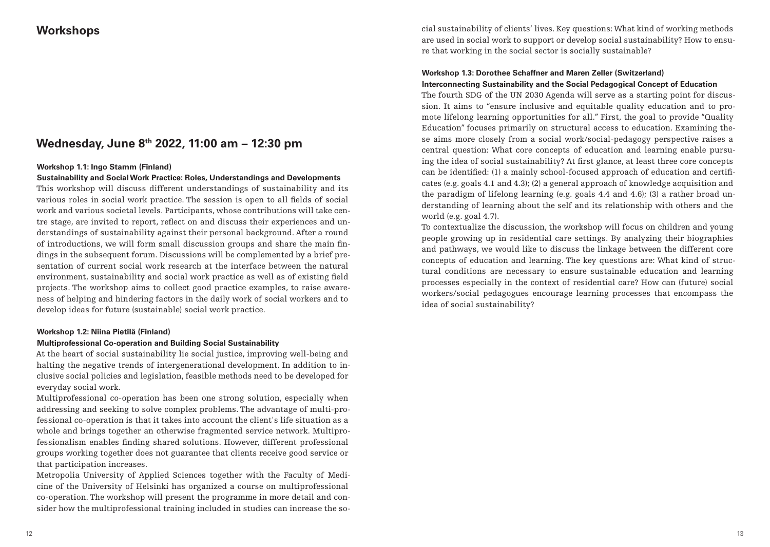# Workshops

## Wednesday, June 8th 2022, 11:00 am – 12:30 pm

**Workshop 1.1: Ingo Stamm (Finland)**

**Sustainability and Social Work Practice: Roles, Understandings and Developments**

This workshop will discuss different understandings of sustainability and its various roles in social work practice. The session is open to all fields of social work and various societal levels. Participants, whose contributions will take centre stage, are invited to report, reflect on and discuss their experiences and understandings of sustainability against their personal background. After a round of introductions, we will form small discussion groups and share the main findings in the subsequent forum. Discussions will be complemented by a brief presentation of current social work research at the interface between the natural environment, sustainability and social work practice as well as of existing field projects. The workshop aims to collect good practice examples, to raise awareness of helping and hindering factors in the daily work of social workers and to develop ideas for future (sustainable) social work practice.

**Workshop 1.2: Niina Pietilä (Finland)**

**Multiprofessional Co-operation and Building Social Sustainability**

At the heart of social sustainability lie social justice, improving well-being and halting the negative trends of intergenerational development. In addition to inclusive social policies and legislation, feasible methods need to be developed for everyday social work.

Multiprofessional co-operation has been one strong solution, especially when addressing and seeking to solve complex problems. The advantage of multi-professional co-operation is that it takes into account the client's life situation as a whole and brings together an otherwise fragmented service network. Multiprofessionalism enables finding shared solutions. However, different professional groups working together does not guarantee that clients receive good service or that participation increases.

Metropolia University of Applied Sciences together with the Faculty of Medicine of the University of Helsinki has organized a course on multiprofessional co-operation. The workshop will present the programme in more detail and consider how the multiprofessional training included in studies can increase the social sustainability of clients' lives. Key questions: What kind of working methods are used in social work to support or develop social sustainability? How to ensure that working in the social sector is socially sustainable?

**Workshop 1.3: Dorothee Schaffner and Maren Zeller (Switzerland)**

**Interconnecting Sustainability and the Social Pedagogical Concept of Education**

The fourth SDG of the UN 2030 Agenda will serve as a starting point for discussion. It aims to "ensure inclusive and equitable quality education and to promote lifelong learning opportunities for all." First, the goal to provide "Quality Education" focuses primarily on structural access to education. Examining these aims more closely from a social work/social-pedagogy perspective raises a central question: What core concepts of education and learning enable pursuing the idea of social sustainability? At first glance, at least three core concepts can be identified: (1) a mainly school-focused approach of education and certificates (e.g. goals 4.1 and 4.3); (2) a general approach of knowledge acquisition and the paradigm of lifelong learning (e.g. goals 4.4 and 4.6); (3) a rather broad understanding of learning about the self and its relationship with others and the world (e.g. goal 4.7).

To contextualize the discussion, the workshop will focus on children and young people growing up in residential care settings. By analyzing their biographies and pathways, we would like to discuss the linkage between the different core concepts of education and learning. The key questions are: What kind of structural conditions are necessary to ensure sustainable education and learning processes especially in the context of residential care? How can (future) social workers/social pedagogues encourage learning processes that encompass the idea of social sustainability?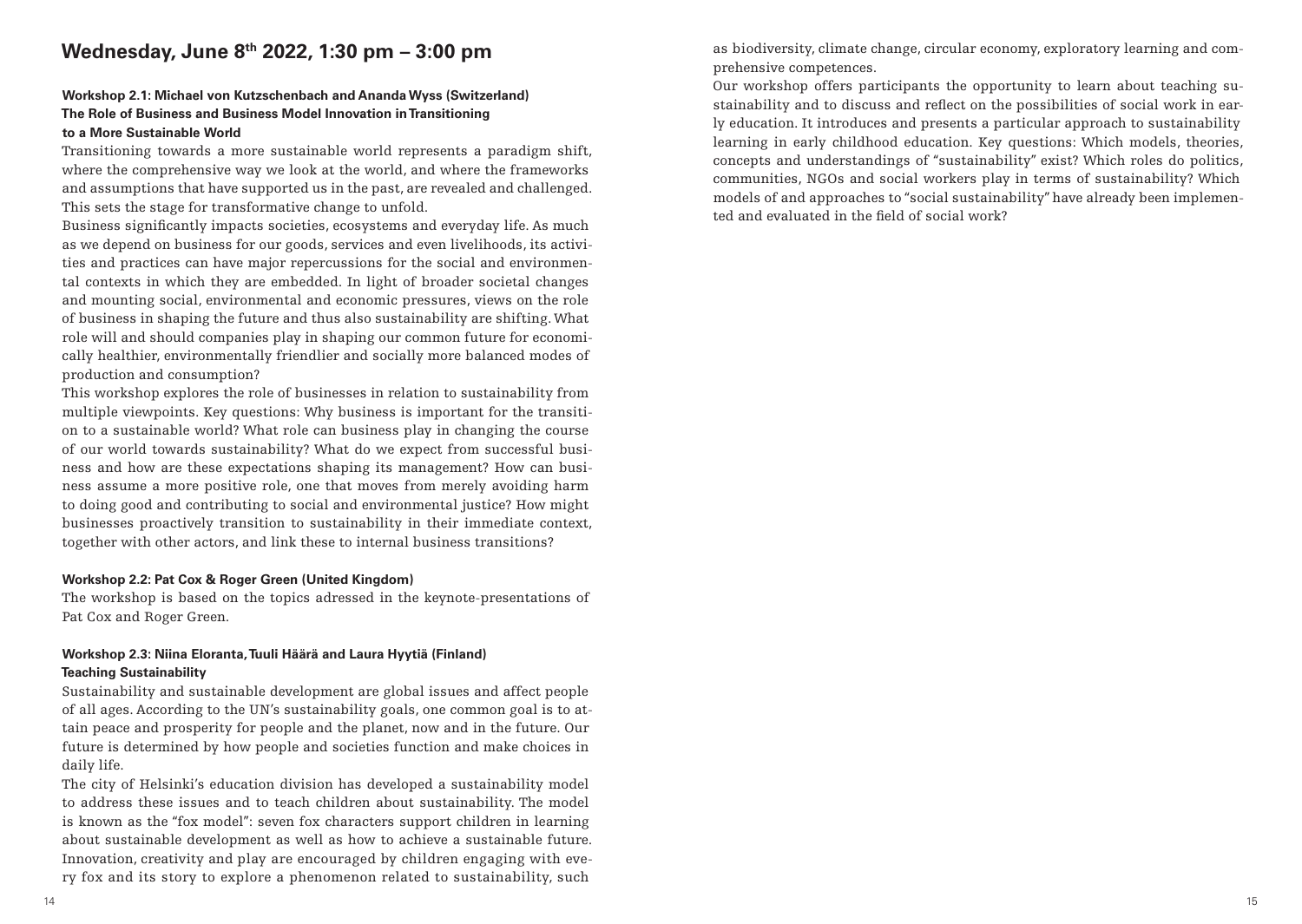## Wednesday, June 8th 2022, 1:30 pm – 3:00 pm

### Workshop 2.1: Michael von Kutzschenbach and Ananda Wyss (Switzerland)
### The Role of Business and Business Model Innovation in Transitioning to a More Sustainable World

Transitioning towards a more sustainable world represents a paradigm shift, where the comprehensive way we look at the world, and where the frameworks and assumptions that have supported us in the past, are revealed and challenged. This sets the stage for transformative change to unfold.

Business significantly impacts societies, ecosystems and everyday life. As much as we depend on business for our goods, services and even livelihoods, its activities and practices can have major repercussions for the social and environmental contexts in which they are embedded. In light of broader societal changes and mounting social, environmental and economic pressures, views on the role of business in shaping the future and thus also sustainability are shifting. What role will and should companies play in shaping our common future for economically healthier, environmentally friendlier and socially more balanced modes of production and consumption?

This workshop explores the role of businesses in relation to sustainability from multiple viewpoints. Key questions: Why business is important for the transition to a sustainable world? What role can business play in changing the course of our world towards sustainability? What do we expect from successful business and how are these expectations shaping its management? How can business assume a more positive role, one that moves from merely avoiding harm to doing good and contributing to social and environmental justice? How might businesses proactively transition to sustainability in their immediate context, together with other actors, and link these to internal business transitions?

### Workshop 2.2: Pat Cox & Roger Green (United Kingdom)

The workshop is based on the topics adressed in the keynote-presentations of Pat Cox and Roger Green.

### Workshop 2.3: Niina Eloranta, Tuuli Häärä and Laura Hyytiä (Finland)
### Teaching Sustainability

Sustainability and sustainable development are global issues and affect people of all ages. According to the UN's sustainability goals, one common goal is to attain peace and prosperity for people and the planet, now and in the future. Our future is determined by how people and societies function and make choices in daily life.

The city of Helsinki's education division has developed a sustainability model to address these issues and to teach children about sustainability. The model is known as the "fox model": seven fox characters support children in learning about sustainable development as well as how to achieve a sustainable future. Innovation, creativity and play are encouraged by children engaging with every fox and its story to explore a phenomenon related to sustainability, such as biodiversity, climate change, circular economy, exploratory learning and comprehensive competences.

Our workshop offers participants the opportunity to learn about teaching sustainability and to discuss and reflect on the possibilities of social work in early education. It introduces and presents a particular approach to sustainability learning in early childhood education. Key questions: Which models, theories, concepts and understandings of "sustainability" exist? Which roles do politics, communities, NGOs and social workers play in terms of sustainability? Which models of and approaches to "social sustainability" have already been implemented and evaluated in the field of social work?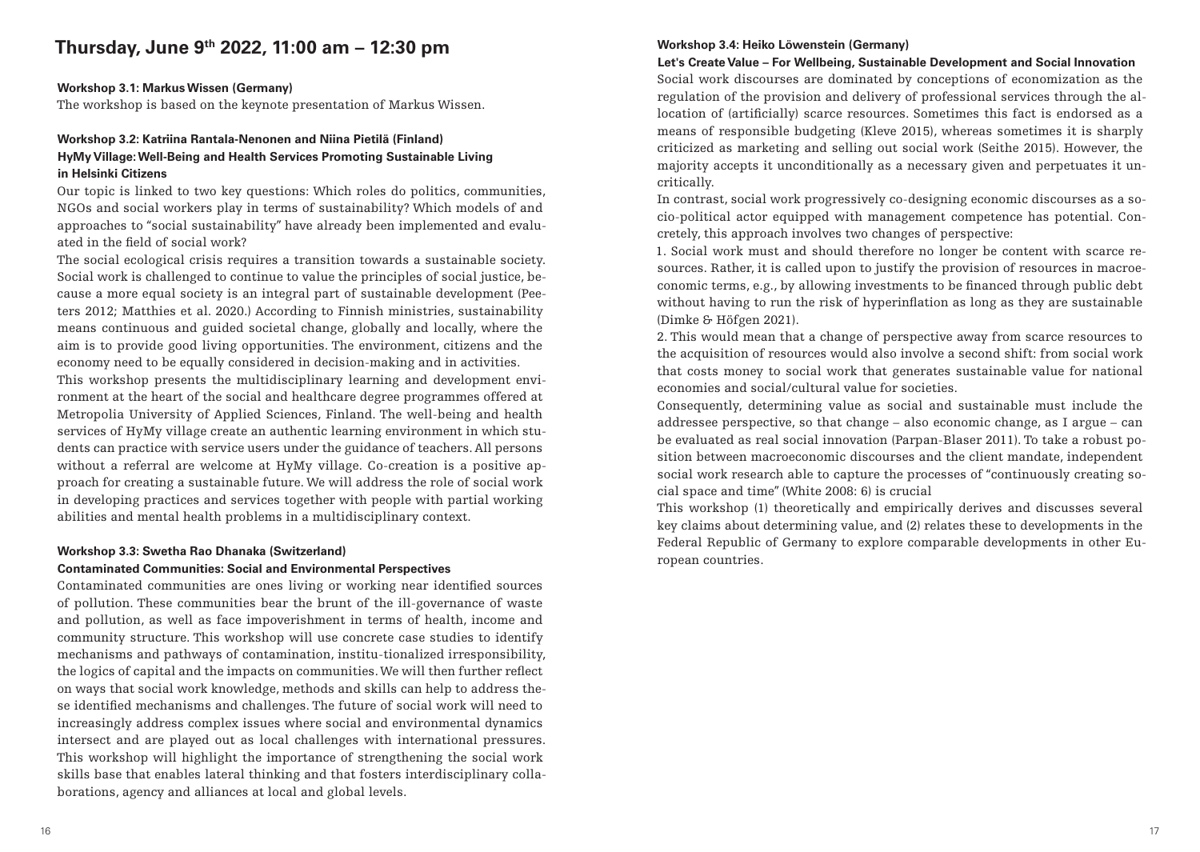## Thursday, June 9th 2022, 11:00 am – 12:30 pm

### Workshop 3.1: Markus Wissen (Germany)

The workshop is based on the keynote presentation of Markus Wissen.

### Workshop 3.2: Katriina Rantala-Nenonen and Niina Pietilä (Finland)

**HyMy Village: Well-Being and Health Services Promoting Sustainable Living in Helsinki Citizens**

Our topic is linked to two key questions: Which roles do politics, communities, NGOs and social workers play in terms of sustainability? Which models of and approaches to "social sustainability" have already been implemented and evaluated in the field of social work?

The social ecological crisis requires a transition towards a sustainable society. Social work is challenged to continue to value the principles of social justice, because a more equal society is an integral part of sustainable development (Peeters 2012; Matthies et al. 2020.) According to Finnish ministries, sustainability means continuous and guided societal change, globally and locally, where the aim is to provide good living opportunities. The environment, citizens and the economy need to be equally considered in decision-making and in activities.

This workshop presents the multidisciplinary learning and development environment at the heart of the social and healthcare degree programmes offered at Metropolia University of Applied Sciences, Finland. The well-being and health services of HyMy village create an authentic learning environment in which students can practice with service users under the guidance of teachers. All persons without a referral are welcome at HyMy village. Co-creation is a positive approach for creating a sustainable future. We will address the role of social work in developing practices and services together with people with partial working abilities and mental health problems in a multidisciplinary context.

### Workshop 3.3: Swetha Rao Dhanaka (Switzerland)

**Contaminated Communities: Social and Environmental Perspectives**

Contaminated communities are ones living or working near identified sources of pollution. These communities bear the brunt of the ill-governance of waste and pollution, as well as face impoverishment in terms of health, income and community structure. This workshop will use concrete case studies to identify mechanisms and pathways of contamination, institu-tionalized irresponsibility, the logics of capital and the impacts on communities. We will then further reflect on ways that social work knowledge, methods and skills can help to address these identified mechanisms and challenges. The future of social work will need to increasingly address complex issues where social and environmental dynamics intersect and are played out as local challenges with international pressures. This workshop will highlight the importance of strengthening the social work skills base that enables lateral thinking and that fosters interdisciplinary collaborations, agency and alliances at local and global levels.

### Workshop 3.4: Heiko Löwenstein (Germany)

**Let's Create Value – For Wellbeing, Sustainable Development and Social Innovation**

Social work discourses are dominated by conceptions of economization as the regulation of the provision and delivery of professional services through the allocation of (artificially) scarce resources. Sometimes this fact is endorsed as a means of responsible budgeting (Kleve 2015), whereas sometimes it is sharply criticized as marketing and selling out social work (Seithe 2015). However, the majority accepts it unconditionally as a necessary given and perpetuates it uncritically.

In contrast, social work progressively co-designing economic discourses as a socio-political actor equipped with management competence has potential. Concretely, this approach involves two changes of perspective:

1. Social work must and should therefore no longer be content with scarce resources. Rather, it is called upon to justify the provision of resources in macroeconomic terms, e.g., by allowing investments to be financed through public debt without having to run the risk of hyperinflation as long as they are sustainable (Dimke & Höfgen 2021).

2. This would mean that a change of perspective away from scarce resources to the acquisition of resources would also involve a second shift: from social work that costs money to social work that generates sustainable value for national economies and social/cultural value for societies.

Consequently, determining value as social and sustainable must include the addressee perspective, so that change – also economic change, as I argue – can be evaluated as real social innovation (Parpan-Blaser 2011). To take a robust position between macroeconomic discourses and the client mandate, independent social work research able to capture the processes of "continuously creating social space and time" (White 2008: 6) is crucial

This workshop (1) theoretically and empirically derives and discusses several key claims about determining value, and (2) relates these to developments in the Federal Republic of Germany to explore comparable developments in other European countries.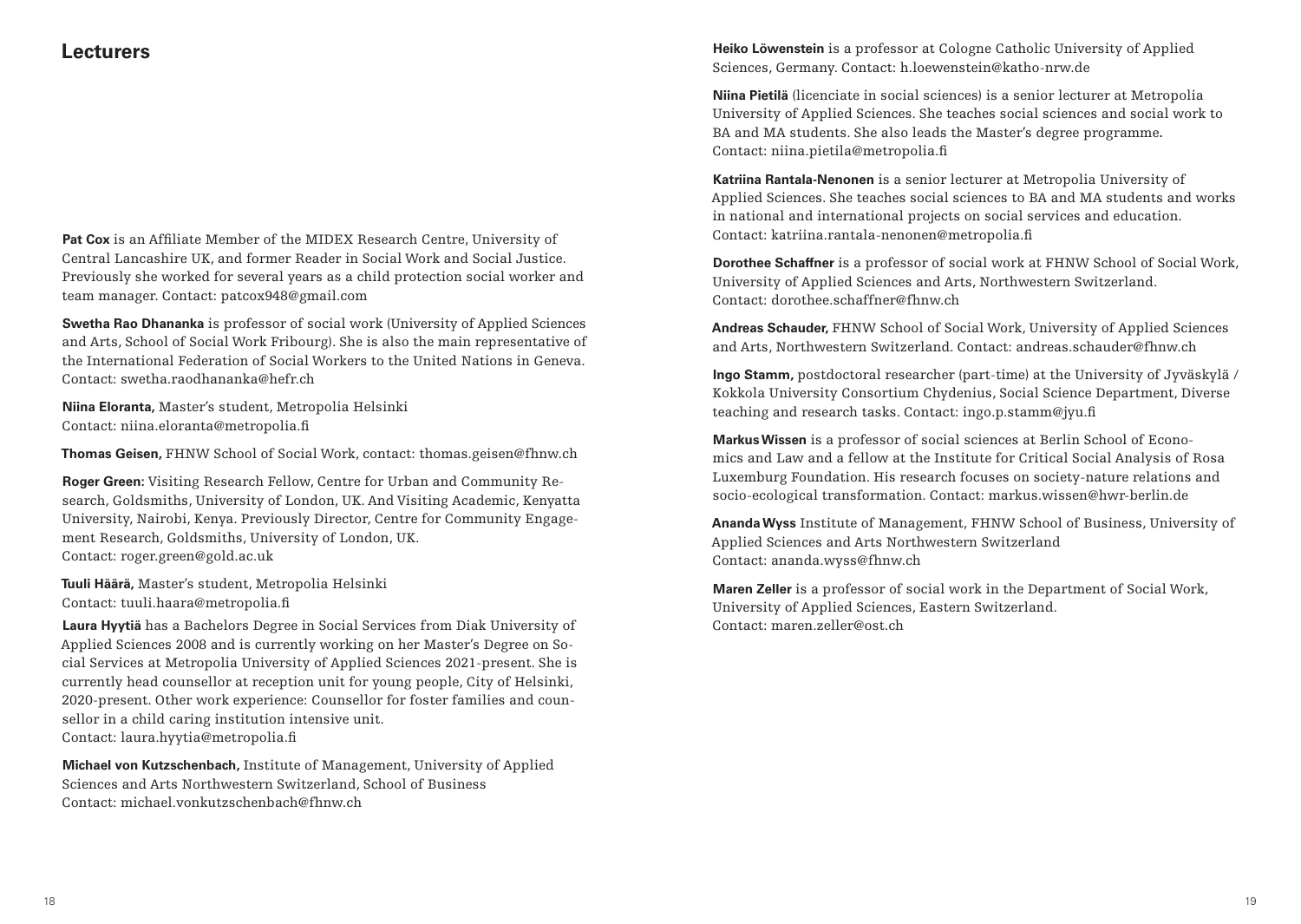## Lecturers

**Pat Cox** is an Affiliate Member of the MIDEX Research Centre, University of Central Lancashire UK, and former Reader in Social Work and Social Justice. Previously she worked for several years as a child protection social worker and team manager. Contact: patcox948@gmail.com

**Swetha Rao Dhananka** is professor of social work (University of Applied Sciences and Arts, School of Social Work Fribourg). She is also the main representative of the International Federation of Social Workers to the United Nations in Geneva. Contact: swetha.raodhananka@hefr.ch

**Niina Eloranta,** Master's student, Metropolia Helsinki
Contact: niina.eloranta@metropolia.fi

**Thomas Geisen,** FHNW School of Social Work, contact: thomas.geisen@fhnw.ch

**Roger Green:** Visiting Research Fellow, Centre for Urban and Community Research, Goldsmiths, University of London, UK. And Visiting Academic, Kenyatta University, Nairobi, Kenya. Previously Director, Centre for Community Engagement Research, Goldsmiths, University of London, UK.
Contact: roger.green@gold.ac.uk

**Tuuli Häärä,** Master's student, Metropolia Helsinki
Contact: tuuli.haara@metropolia.fi

**Laura Hyytiä** has a Bachelors Degree in Social Services from Diak University of Applied Sciences 2008 and is currently working on her Master's Degree on Social Services at Metropolia University of Applied Sciences 2021-present. She is currently head counsellor at reception unit for young people, City of Helsinki, 2020-present. Other work experience: Counsellor for foster families and counsellor in a child caring institution intensive unit.
Contact: laura.hyytia@metropolia.fi

**Michael von Kutzschenbach,** Institute of Management, University of Applied Sciences and Arts Northwestern Switzerland, School of Business
Contact: michael.vonkutzschenbach@fhnw.ch

**Heiko Löwenstein** is a professor at Cologne Catholic University of Applied Sciences, Germany. Contact: h.loewenstein@katho-nrw.de

**Niina Pietilä** (licenciate in social sciences) is a senior lecturer at Metropolia University of Applied Sciences. She teaches social sciences and social work to BA and MA students. She also leads the Master's degree programme.
Contact: niina.pietila@metropolia.fi

**Katriina Rantala-Nenonen** is a senior lecturer at Metropolia University of Applied Sciences. She teaches social sciences to BA and MA students and works in national and international projects on social services and education.
Contact: katriina.rantala-nenonen@metropolia.fi

**Dorothee Schaffner** is a professor of social work at FHNW School of Social Work, University of Applied Sciences and Arts, Northwestern Switzerland.
Contact: dorothee.schaffner@fhnw.ch

**Andreas Schauder,** FHNW School of Social Work, University of Applied Sciences and Arts, Northwestern Switzerland. Contact: andreas.schauder@fhnw.ch

**Ingo Stamm,** postdoctoral researcher (part-time) at the University of Jyväskylä / Kokkola University Consortium Chydenius, Social Science Department, Diverse teaching and research tasks. Contact: ingo.p.stamm@jyu.fi

**Markus Wissen** is a professor of social sciences at Berlin School of Economics and Law and a fellow at the Institute for Critical Social Analysis of Rosa Luxemburg Foundation. His research focuses on society-nature relations and socio-ecological transformation. Contact: markus.wissen@hwr-berlin.de

**Ananda Wyss** Institute of Management, FHNW School of Business, University of Applied Sciences and Arts Northwestern Switzerland
Contact: ananda.wyss@fhnw.ch

**Maren Zeller** is a professor of social work in the Department of Social Work, University of Applied Sciences, Eastern Switzerland.
Contact: maren.zeller@ost.ch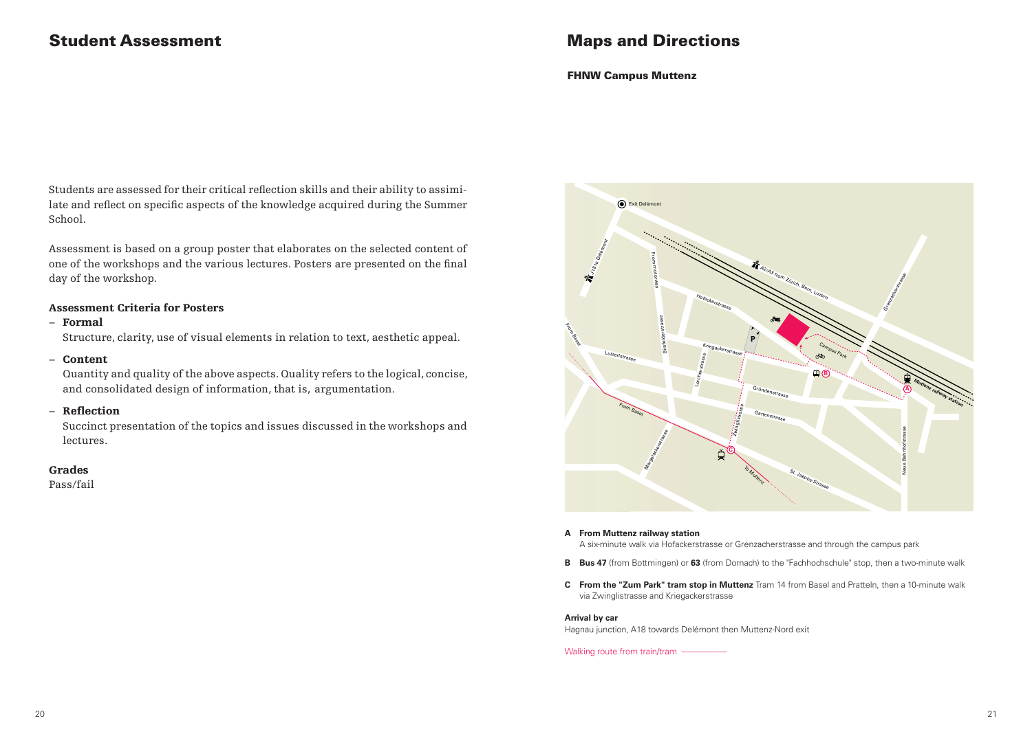## Student Assessment

Students are assessed for their critical reflection skills and their ability to assimilate and reflect on specific aspects of the knowledge acquired during the Summer School.

Assessment is based on a group poster that elaborates on the selected content of one of the workshops and the various lectures. Posters are presented on the final day of the workshop.

### Assessment Criteria for Posters

- **Formal**
  Structure, clarity, use of visual elements in relation to text, aesthetic appeal.
- **Content**
  Quantity and quality of the above aspects. Quality refers to the logical, concise, and consolidated design of information, that is, argumentation.
- **Reflection**
  Succinct presentation of the topics and issues discussed in the workshops and lectures.

### Grades

Pass/fail

## Maps and Directions

### FHNW Campus Muttenz

**A From Muttenz railway station**
A six-minute walk via Hofackerstrasse or Grenzacherstrasse and through the campus park

**B Bus 47** (from Bottmingen) or **63** (from Dornach) to the "Fachhochschule" stop, then a two-minute walk

**C From the "Zum Park" tram stop in Muttenz** Tram 14 from Basel and Pratteln, then a 10-minute walk via Zwinglistrasse and Kriegackerstrasse

**Arrival by car**
Hagnau junction, A18 towards Delémont then Muttenz-Nord exit

Walking route from train/tram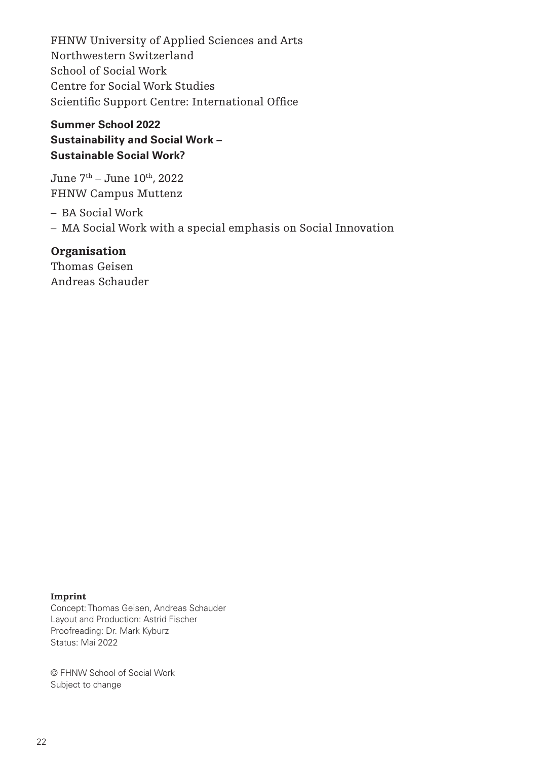FHNW University of Applied Sciences and Arts
Northwestern Switzerland
School of Social Work
Centre for Social Work Studies
Scientific Support Centre: International Office

**Summer School 2022**
**Sustainability and Social Work –**
**Sustainable Social Work?**

June 7th – June 10th, 2022
FHNW Campus Muttenz

- BA Social Work
- MA Social Work with a special emphasis on Social Innovation

**Organisation**
Thomas Geisen
Andreas Schauder

**Imprint**
Concept: Thomas Geisen, Andreas Schauder
Layout and Production: Astrid Fischer
Proofreading: Dr. Mark Kyburz
Status: Mai 2022

© FHNW School of Social Work
Subject to change